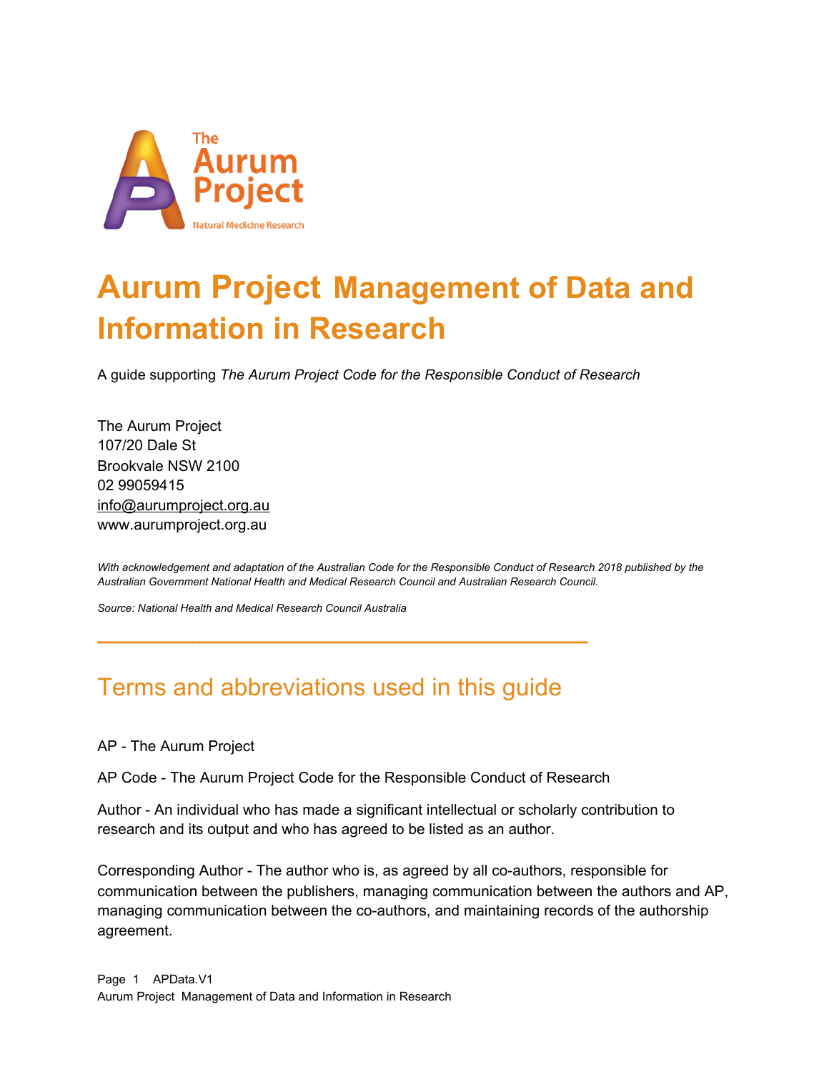# Aurum Project Management of Data and Information in Research

A guide supporting *The Aurum Project Code for the Responsible Conduct of Research*

The Aurum Project
107/20 Dale St
Brookvale NSW 2100
02 99059415
info@aurumproject.org.au
www.aurumproject.org.au

*With acknowledgement and adaptation of the Australian Code for the Responsible Conduct of Research 2018 published by the Australian Government National Health and Medical Research Council and Australian Research Council.*

*Source: National Health and Medical Research Council Australia*

---

## Terms and abbreviations used in this guide

AP - The Aurum Project

AP Code - The Aurum Project Code for the Responsible Conduct of Research

Author - An individual who has made a significant intellectual or scholarly contribution to research and its output and who has agreed to be listed as an author.

Corresponding Author - The author who is, as agreed by all co-authors, responsible for communication between the publishers, managing communication between the authors and AP, managing communication between the co-authors, and maintaining records of the authorship agreement.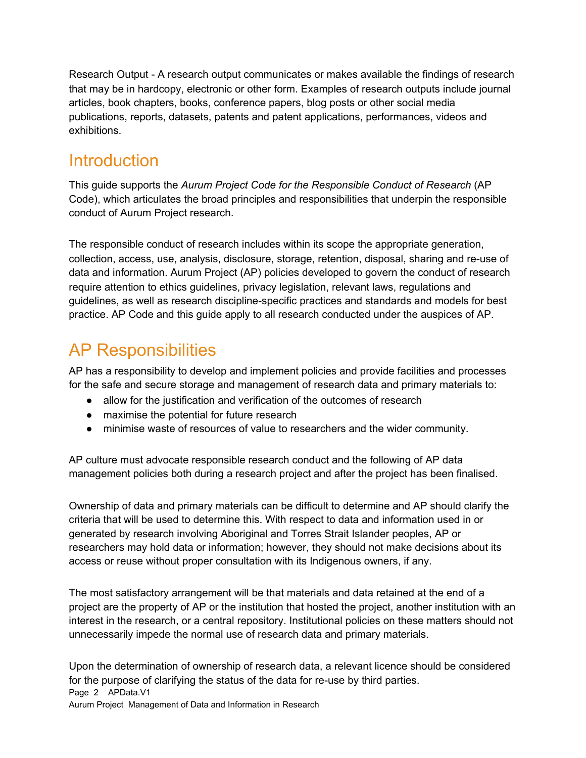Research Output - A research output communicates or makes available the findings of research that may be in hardcopy, electronic or other form. Examples of research outputs include journal articles, book chapters, books, conference papers, blog posts or other social media publications, reports, datasets, patents and patent applications, performances, videos and exhibitions.

## Introduction

This guide supports the *Aurum Project Code for the Responsible Conduct of Research* (AP Code), which articulates the broad principles and responsibilities that underpin the responsible conduct of Aurum Project research.

The responsible conduct of research includes within its scope the appropriate generation, collection, access, use, analysis, disclosure, storage, retention, disposal, sharing and re-use of data and information. Aurum Project (AP) policies developed to govern the conduct of research require attention to ethics guidelines, privacy legislation, relevant laws, regulations and guidelines, as well as research discipline-specific practices and standards and models for best practice. AP Code and this guide apply to all research conducted under the auspices of AP.

## AP Responsibilities

AP has a responsibility to develop and implement policies and provide facilities and processes for the safe and secure storage and management of research data and primary materials to:

- allow for the justification and verification of the outcomes of research
- maximise the potential for future research
- minimise waste of resources of value to researchers and the wider community.

AP culture must advocate responsible research conduct and the following of AP data management policies both during a research project and after the project has been finalised.

Ownership of data and primary materials can be difficult to determine and AP should clarify the criteria that will be used to determine this. With respect to data and information used in or generated by research involving Aboriginal and Torres Strait Islander peoples, AP or researchers may hold data or information; however, they should not make decisions about its access or reuse without proper consultation with its Indigenous owners, if any.

The most satisfactory arrangement will be that materials and data retained at the end of a project are the property of AP or the institution that hosted the project, another institution with an interest in the research, or a central repository. Institutional policies on these matters should not unnecessarily impede the normal use of research data and primary materials.

Upon the determination of ownership of research data, a relevant licence should be considered for the purpose of clarifying the status of the data for re-use by third parties.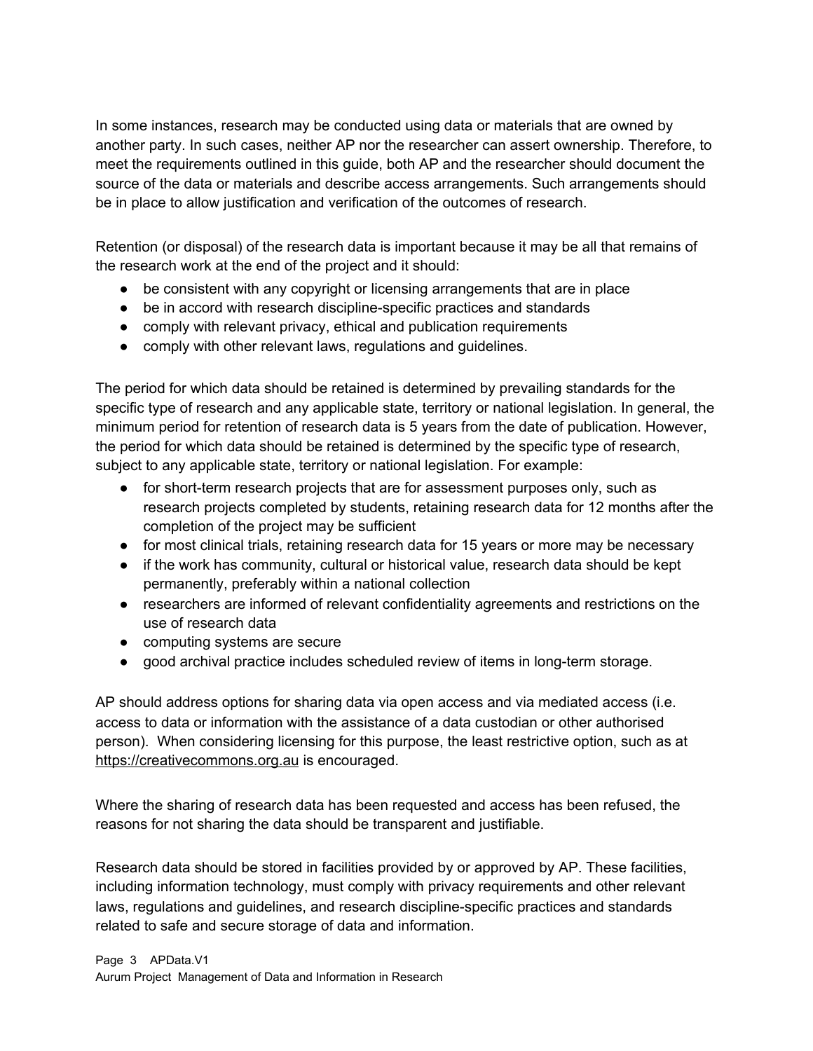In some instances, research may be conducted using data or materials that are owned by another party. In such cases, neither AP nor the researcher can assert ownership. Therefore, to meet the requirements outlined in this guide, both AP and the researcher should document the source of the data or materials and describe access arrangements. Such arrangements should be in place to allow justification and verification of the outcomes of research.

Retention (or disposal) of the research data is important because it may be all that remains of the research work at the end of the project and it should:

- be consistent with any copyright or licensing arrangements that are in place
- be in accord with research discipline-specific practices and standards
- comply with relevant privacy, ethical and publication requirements
- comply with other relevant laws, regulations and guidelines.

The period for which data should be retained is determined by prevailing standards for the specific type of research and any applicable state, territory or national legislation. In general, the minimum period for retention of research data is 5 years from the date of publication. However, the period for which data should be retained is determined by the specific type of research, subject to any applicable state, territory or national legislation. For example:

- for short-term research projects that are for assessment purposes only, such as research projects completed by students, retaining research data for 12 months after the completion of the project may be sufficient
- for most clinical trials, retaining research data for 15 years or more may be necessary
- if the work has community, cultural or historical value, research data should be kept permanently, preferably within a national collection
- researchers are informed of relevant confidentiality agreements and restrictions on the use of research data
- computing systems are secure
- good archival practice includes scheduled review of items in long-term storage.

AP should address options for sharing data via open access and via mediated access (i.e. access to data or information with the assistance of a data custodian or other authorised person). When considering licensing for this purpose, the least restrictive option, such as at https://creativecommons.org.au is encouraged.

Where the sharing of research data has been requested and access has been refused, the reasons for not sharing the data should be transparent and justifiable.

Research data should be stored in facilities provided by or approved by AP. These facilities, including information technology, must comply with privacy requirements and other relevant laws, regulations and guidelines, and research discipline-specific practices and standards related to safe and secure storage of data and information.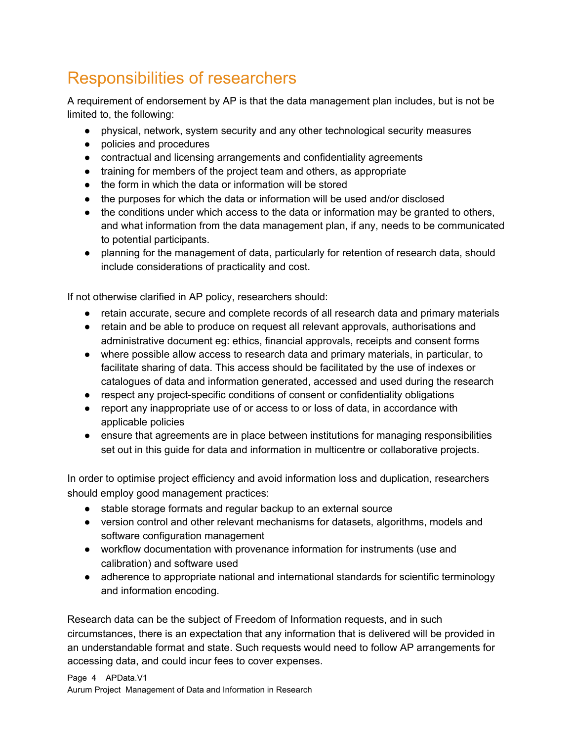## Responsibilities of researchers

A requirement of endorsement by AP is that the data management plan includes, but is not be limited to, the following:

- physical, network, system security and any other technological security measures
- policies and procedures
- contractual and licensing arrangements and confidentiality agreements
- training for members of the project team and others, as appropriate
- the form in which the data or information will be stored
- the purposes for which the data or information will be used and/or disclosed
- the conditions under which access to the data or information may be granted to others, and what information from the data management plan, if any, needs to be communicated to potential participants.
- planning for the management of data, particularly for retention of research data, should include considerations of practicality and cost.

If not otherwise clarified in AP policy, researchers should:

- retain accurate, secure and complete records of all research data and primary materials
- retain and be able to produce on request all relevant approvals, authorisations and administrative document eg: ethics, financial approvals, receipts and consent forms
- where possible allow access to research data and primary materials, in particular, to facilitate sharing of data. This access should be facilitated by the use of indexes or catalogues of data and information generated, accessed and used during the research
- respect any project-specific conditions of consent or confidentiality obligations
- report any inappropriate use of or access to or loss of data, in accordance with applicable policies
- ensure that agreements are in place between institutions for managing responsibilities set out in this guide for data and information in multicentre or collaborative projects.

In order to optimise project efficiency and avoid information loss and duplication, researchers should employ good management practices:

- stable storage formats and regular backup to an external source
- version control and other relevant mechanisms for datasets, algorithms, models and software configuration management
- workflow documentation with provenance information for instruments (use and calibration) and software used
- adherence to appropriate national and international standards for scientific terminology and information encoding.

Research data can be the subject of Freedom of Information requests, and in such circumstances, there is an expectation that any information that is delivered will be provided in an understandable format and state. Such requests would need to follow AP arrangements for accessing data, and could incur fees to cover expenses.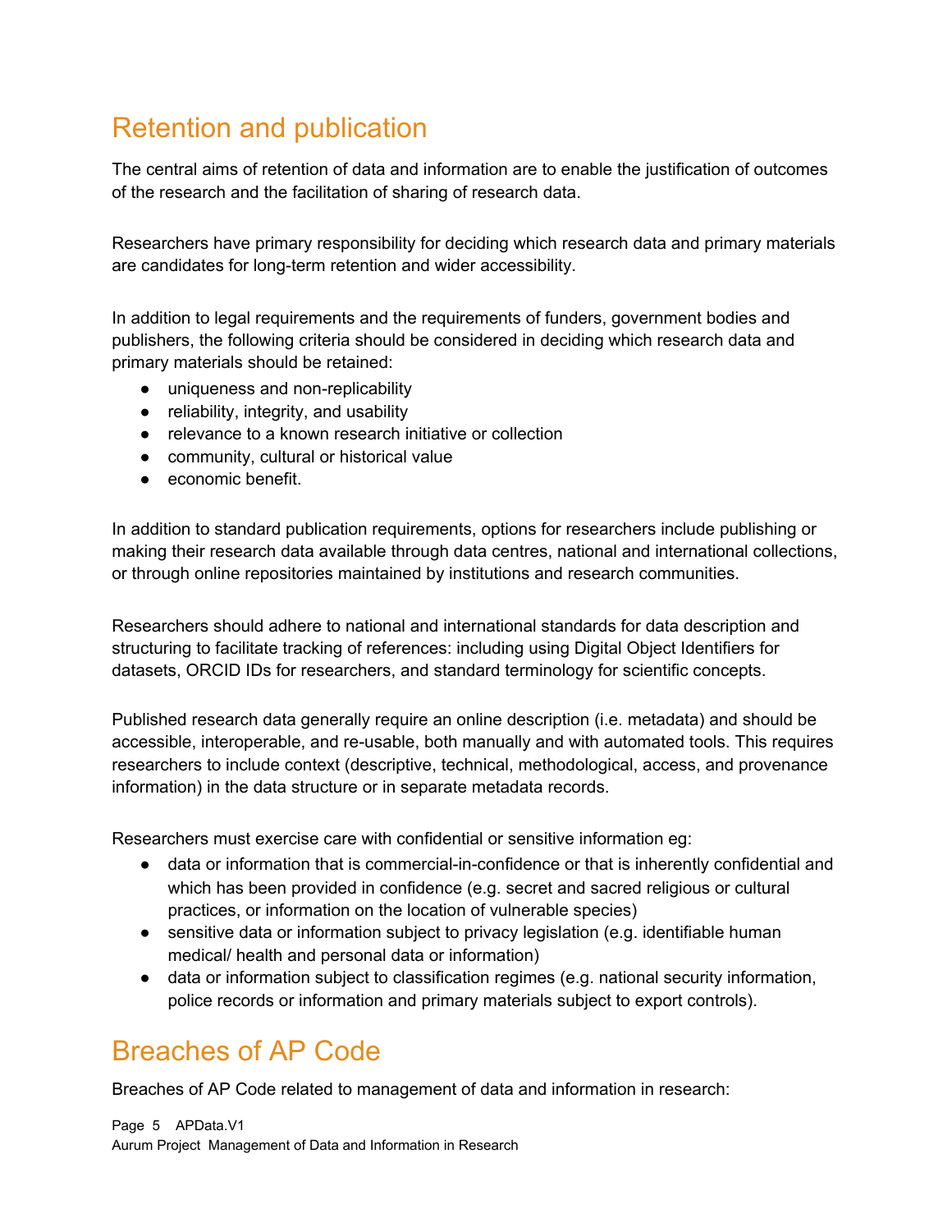## Retention and publication

The central aims of retention of data and information are to enable the justification of outcomes of the research and the facilitation of sharing of research data.

Researchers have primary responsibility for deciding which research data and primary materials are candidates for long-term retention and wider accessibility.

In addition to legal requirements and the requirements of funders, government bodies and publishers, the following criteria should be considered in deciding which research data and primary materials should be retained:

- uniqueness and non-replicability
- reliability, integrity, and usability
- relevance to a known research initiative or collection
- community, cultural or historical value
- economic benefit.

In addition to standard publication requirements, options for researchers include publishing or making their research data available through data centres, national and international collections, or through online repositories maintained by institutions and research communities.

Researchers should adhere to national and international standards for data description and structuring to facilitate tracking of references: including using Digital Object Identifiers for datasets, ORCID IDs for researchers, and standard terminology for scientific concepts.

Published research data generally require an online description (i.e. metadata) and should be accessible, interoperable, and re-usable, both manually and with automated tools. This requires researchers to include context (descriptive, technical, methodological, access, and provenance information) in the data structure or in separate metadata records.

Researchers must exercise care with confidential or sensitive information eg:

- data or information that is commercial-in-confidence or that is inherently confidential and which has been provided in confidence (e.g. secret and sacred religious or cultural practices, or information on the location of vulnerable species)
- sensitive data or information subject to privacy legislation (e.g. identifiable human medical/ health and personal data or information)
- data or information subject to classification regimes (e.g. national security information, police records or information and primary materials subject to export controls).

## Breaches of AP Code

Breaches of AP Code related to management of data and information in research: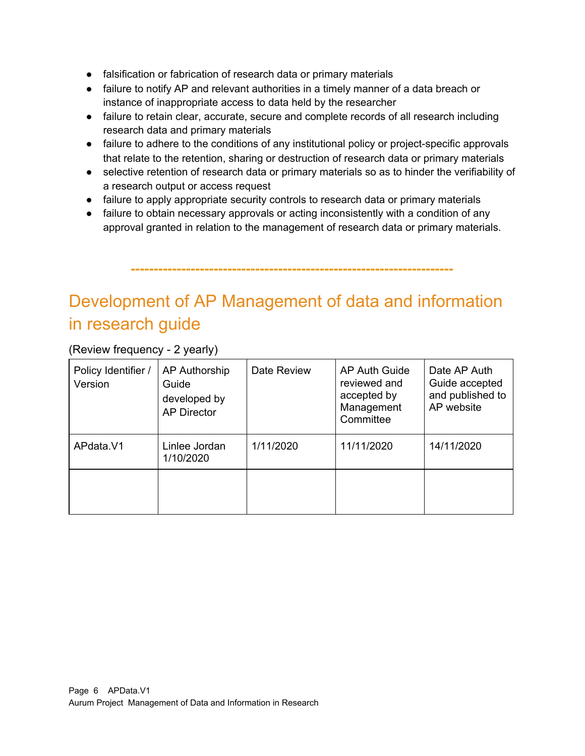- falsification or fabrication of research data or primary materials
- failure to notify AP and relevant authorities in a timely manner of a data breach or instance of inappropriate access to data held by the researcher
- failure to retain clear, accurate, secure and complete records of all research including research data and primary materials
- failure to adhere to the conditions of any institutional policy or project-specific approvals that relate to the retention, sharing or destruction of research data or primary materials
- selective retention of research data or primary materials so as to hinder the verifiability of a research output or access request
- failure to apply appropriate security controls to research data or primary materials
- failure to obtain necessary approvals or acting inconsistently with a condition of any approval granted in relation to the management of research data or primary materials.

---

## Development of AP Management of data and information in research guide

(Review frequency - 2 yearly)

| Policy Identifier / Version | AP Authorship Guide developed by AP Director | Date Review | AP Auth Guide reviewed and accepted by Management Committee | Date AP Auth Guide accepted and published to AP website |
|---|---|---|---|---|
| APdata.V1 | Linlee Jordan 1/10/2020 | 1/11/2020 | 11/11/2020 | 14/11/2020 |
| | | | | |